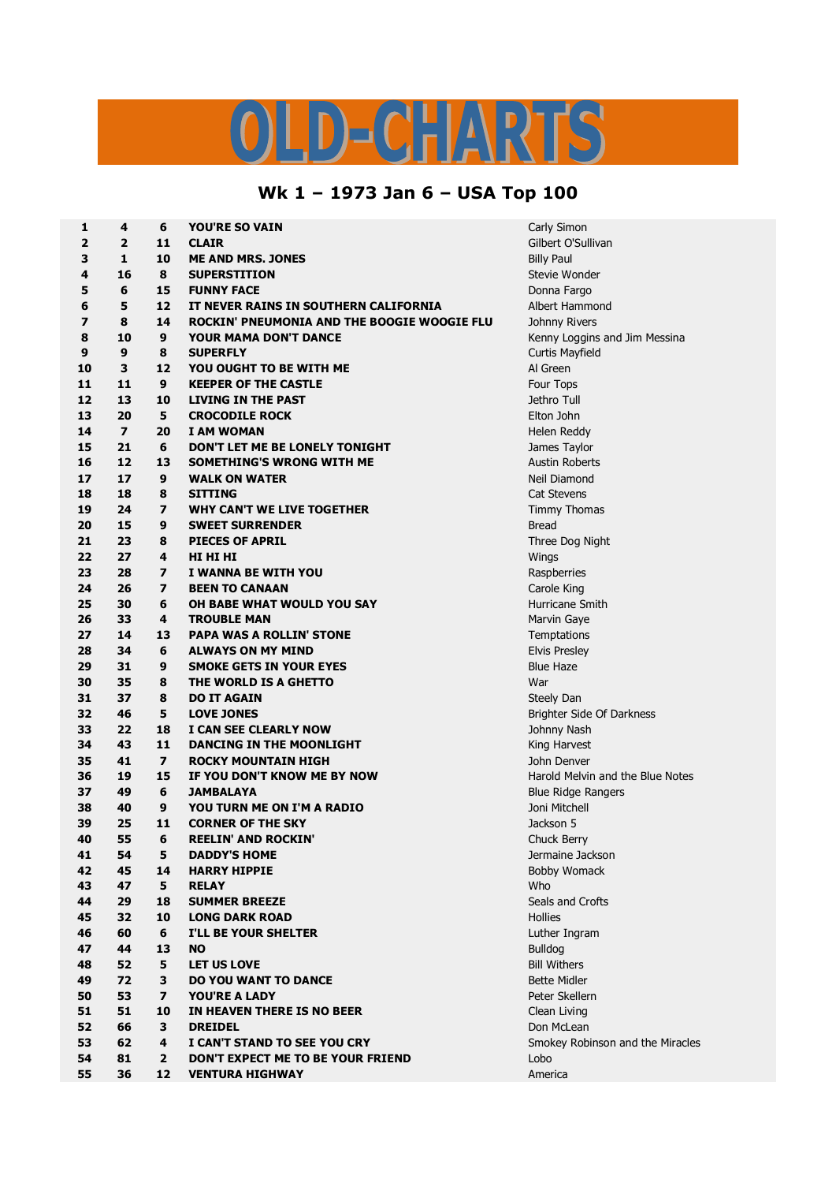# OLD-CHARTS

## Wk 1 – 1973 Jan 6 – USA Top 100

| | | | | |
|---|---|---|---|---|
| **1** | **4** | **6** | **YOU'RE SO VAIN** | Carly Simon |
| **2** | **2** | **11** | **CLAIR** | Gilbert O'Sullivan |
| **3** | **1** | **10** | **ME AND MRS. JONES** | Billy Paul |
| **4** | **16** | **8** | **SUPERSTITION** | Stevie Wonder |
| **5** | **6** | **15** | **FUNNY FACE** | Donna Fargo |
| **6** | **5** | **12** | **IT NEVER RAINS IN SOUTHERN CALIFORNIA** | Albert Hammond |
| **7** | **8** | **14** | **ROCKIN' PNEUMONIA AND THE BOOGIE WOOGIE FLU** | Johnny Rivers |
| **8** | **10** | **9** | **YOUR MAMA DON'T DANCE** | Kenny Loggins and Jim Messina |
| **9** | **9** | **8** | **SUPERFLY** | Curtis Mayfield |
| **10** | **3** | **12** | **YOU OUGHT TO BE WITH ME** | Al Green |
| **11** | **11** | **9** | **KEEPER OF THE CASTLE** | Four Tops |
| **12** | **13** | **10** | **LIVING IN THE PAST** | Jethro Tull |
| **13** | **20** | **5** | **CROCODILE ROCK** | Elton John |
| **14** | **7** | **20** | **I AM WOMAN** | Helen Reddy |
| **15** | **21** | **6** | **DON'T LET ME BE LONELY TONIGHT** | James Taylor |
| **16** | **12** | **13** | **SOMETHING'S WRONG WITH ME** | Austin Roberts |
| **17** | **17** | **9** | **WALK ON WATER** | Neil Diamond |
| **18** | **18** | **8** | **SITTING** | Cat Stevens |
| **19** | **24** | **7** | **WHY CAN'T WE LIVE TOGETHER** | Timmy Thomas |
| **20** | **15** | **9** | **SWEET SURRENDER** | Bread |
| **21** | **23** | **8** | **PIECES OF APRIL** | Three Dog Night |
| **22** | **27** | **4** | **HI HI HI** | Wings |
| **23** | **28** | **7** | **I WANNA BE WITH YOU** | Raspberries |
| **24** | **26** | **7** | **BEEN TO CANAAN** | Carole King |
| **25** | **30** | **6** | **OH BABE WHAT WOULD YOU SAY** | Hurricane Smith |
| **26** | **33** | **4** | **TROUBLE MAN** | Marvin Gaye |
| **27** | **14** | **13** | **PAPA WAS A ROLLIN' STONE** | Temptations |
| **28** | **34** | **6** | **ALWAYS ON MY MIND** | Elvis Presley |
| **29** | **31** | **9** | **SMOKE GETS IN YOUR EYES** | Blue Haze |
| **30** | **35** | **8** | **THE WORLD IS A GHETTO** | War |
| **31** | **37** | **8** | **DO IT AGAIN** | Steely Dan |
| **32** | **46** | **5** | **LOVE JONES** | Brighter Side Of Darkness |
| **33** | **22** | **18** | **I CAN SEE CLEARLY NOW** | Johnny Nash |
| **34** | **43** | **11** | **DANCING IN THE MOONLIGHT** | King Harvest |
| **35** | **41** | **7** | **ROCKY MOUNTAIN HIGH** | John Denver |
| **36** | **19** | **15** | **IF YOU DON'T KNOW ME BY NOW** | Harold Melvin and the Blue Notes |
| **37** | **49** | **6** | **JAMBALAYA** | Blue Ridge Rangers |
| **38** | **40** | **9** | **YOU TURN ME ON I'M A RADIO** | Joni Mitchell |
| **39** | **25** | **11** | **CORNER OF THE SKY** | Jackson 5 |
| **40** | **55** | **6** | **REELIN' AND ROCKIN'** | Chuck Berry |
| **41** | **54** | **5** | **DADDY'S HOME** | Jermaine Jackson |
| **42** | **45** | **14** | **HARRY HIPPIE** | Bobby Womack |
| **43** | **47** | **5** | **RELAY** | Who |
| **44** | **29** | **18** | **SUMMER BREEZE** | Seals and Crofts |
| **45** | **32** | **10** | **LONG DARK ROAD** | Hollies |
| **46** | **60** | **6** | **I'LL BE YOUR SHELTER** | Luther Ingram |
| **47** | **44** | **13** | **NO** | Bulldog |
| **48** | **52** | **5** | **LET US LOVE** | Bill Withers |
| **49** | **72** | **3** | **DO YOU WANT TO DANCE** | Bette Midler |
| **50** | **53** | **7** | **YOU'RE A LADY** | Peter Skellern |
| **51** | **51** | **10** | **IN HEAVEN THERE IS NO BEER** | Clean Living |
| **52** | **66** | **3** | **DREIDEL** | Don McLean |
| **53** | **62** | **4** | **I CAN'T STAND TO SEE YOU CRY** | Smokey Robinson and the Miracles |
| **54** | **81** | **2** | **DON'T EXPECT ME TO BE YOUR FRIEND** | Lobo |
| **55** | **36** | **12** | **VENTURA HIGHWAY** | America |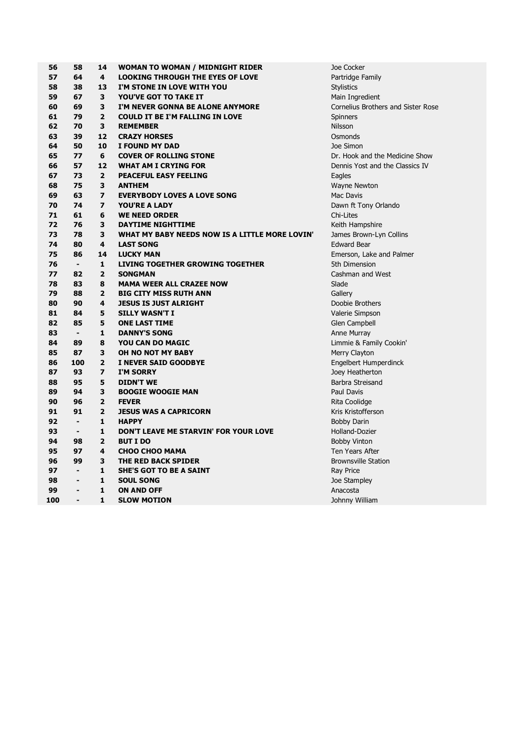| | | | | |
|---|---|---|---|---|
| **56** | **58** | **14** | **WOMAN TO WOMAN / MIDNIGHT RIDER** | Joe Cocker |
| **57** | **64** | **4** | **LOOKING THROUGH THE EYES OF LOVE** | Partridge Family |
| **58** | **38** | **13** | **I'M STONE IN LOVE WITH YOU** | Stylistics |
| **59** | **67** | **3** | **YOU'VE GOT TO TAKE IT** | Main Ingredient |
| **60** | **69** | **3** | **I'M NEVER GONNA BE ALONE ANYMORE** | Cornelius Brothers and Sister Rose |
| **61** | **79** | **2** | **COULD IT BE I'M FALLING IN LOVE** | Spinners |
| **62** | **70** | **3** | **REMEMBER** | Nilsson |
| **63** | **39** | **12** | **CRAZY HORSES** | Osmonds |
| **64** | **50** | **10** | **I FOUND MY DAD** | Joe Simon |
| **65** | **77** | **6** | **COVER OF ROLLING STONE** | Dr. Hook and the Medicine Show |
| **66** | **57** | **12** | **WHAT AM I CRYING FOR** | Dennis Yost and the Classics IV |
| **67** | **73** | **2** | **PEACEFUL EASY FEELING** | Eagles |
| **68** | **75** | **3** | **ANTHEM** | Wayne Newton |
| **69** | **63** | **7** | **EVERYBODY LOVES A LOVE SONG** | Mac Davis |
| **70** | **74** | **7** | **YOU'RE A LADY** | Dawn ft Tony Orlando |
| **71** | **61** | **6** | **WE NEED ORDER** | Chi-Lites |
| **72** | **76** | **3** | **DAYTIME NIGHTTIME** | Keith Hampshire |
| **73** | **78** | **3** | **WHAT MY BABY NEEDS NOW IS A LITTLE MORE LOVIN'** | James Brown-Lyn Collins |
| **74** | **80** | **4** | **LAST SONG** | Edward Bear |
| **75** | **86** | **14** | **LUCKY MAN** | Emerson, Lake and Palmer |
| **76** | **-** | **1** | **LIVING TOGETHER GROWING TOGETHER** | 5th Dimension |
| **77** | **82** | **2** | **SONGMAN** | Cashman and West |
| **78** | **83** | **8** | **MAMA WEER ALL CRAZEE NOW** | Slade |
| **79** | **88** | **2** | **BIG CITY MISS RUTH ANN** | Gallery |
| **80** | **90** | **4** | **JESUS IS JUST ALRIGHT** | Doobie Brothers |
| **81** | **84** | **5** | **SILLY WASN'T I** | Valerie Simpson |
| **82** | **85** | **5** | **ONE LAST TIME** | Glen Campbell |
| **83** | **-** | **1** | **DANNY'S SONG** | Anne Murray |
| **84** | **89** | **8** | **YOU CAN DO MAGIC** | Limmie & Family Cookin' |
| **85** | **87** | **3** | **OH NO NOT MY BABY** | Merry Clayton |
| **86** | **100** | **2** | **I NEVER SAID GOODBYE** | Engelbert Humperdinck |
| **87** | **93** | **7** | **I'M SORRY** | Joey Heatherton |
| **88** | **95** | **5** | **DIDN'T WE** | Barbra Streisand |
| **89** | **94** | **3** | **BOOGIE WOOGIE MAN** | Paul Davis |
| **90** | **96** | **2** | **FEVER** | Rita Coolidge |
| **91** | **91** | **2** | **JESUS WAS A CAPRICORN** | Kris Kristofferson |
| **92** | **-** | **1** | **HAPPY** | Bobby Darin |
| **93** | **-** | **1** | **DON'T LEAVE ME STARVIN' FOR YOUR LOVE** | Holland-Dozier |
| **94** | **98** | **2** | **BUT I DO** | Bobby Vinton |
| **95** | **97** | **4** | **CHOO CHOO MAMA** | Ten Years After |
| **96** | **99** | **3** | **THE RED BACK SPIDER** | Brownsville Station |
| **97** | **-** | **1** | **SHE'S GOT TO BE A SAINT** | Ray Price |
| **98** | **-** | **1** | **SOUL SONG** | Joe Stampley |
| **99** | **-** | **1** | **ON AND OFF** | Anacosta |
| **100** | **-** | **1** | **SLOW MOTION** | Johnny William |